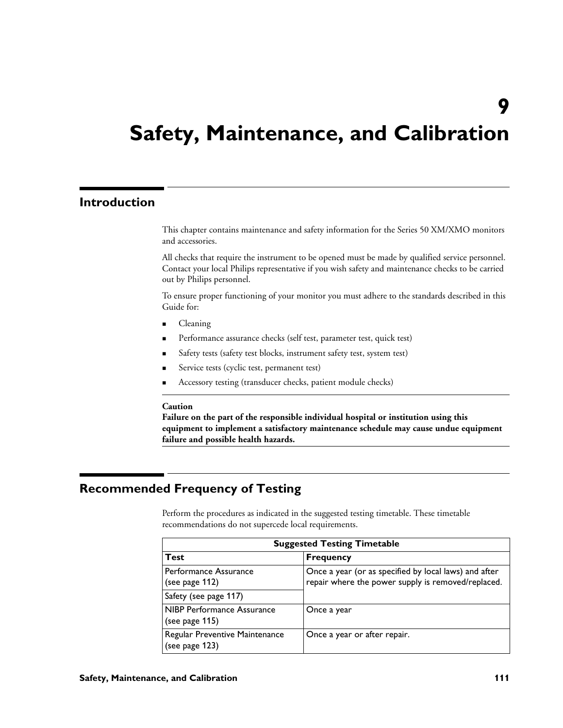# 9 Safety, Maintenance, and Calibration

## Introduction

This chapter contains maintenance and safety information for the Series 50 XM/XMO monitors and accessories.

All checks that require the instrument to be opened must be made by qualified service personnel. Contact your local Philips representative if you wish safety and maintenance checks to be carried out by Philips personnel.

To ensure proper functioning of your monitor you must adhere to the standards described in this Guide for:

- Cleaning
- Performance assurance checks (self test, parameter test, quick test)
- Safety tests (safety test blocks, instrument safety test, system test)
- Service tests (cyclic test, permanent test)
- Accessory testing (transducer checks, patient module checks)

**Caution**
**Failure on the part of the responsible individual hospital or institution using this equipment to implement a satisfactory maintenance schedule may cause undue equipment failure and possible health hazards.**

## Recommended Frequency of Testing

Perform the procedures as indicated in the suggested testing timetable. These timetable recommendations do not supercede local requirements.

| Suggested Testing Timetable | |
|---|---|
| **Test** | **Frequency** |
| Performance Assurance (see page 112) | Once a year (or as specified by local laws) and after repair where the power supply is removed/replaced. |
| Safety (see page 117) | |
| NIBP Performance Assurance (see page 115) | Once a year |
| Regular Preventive Maintenance (see page 123) | Once a year or after repair. |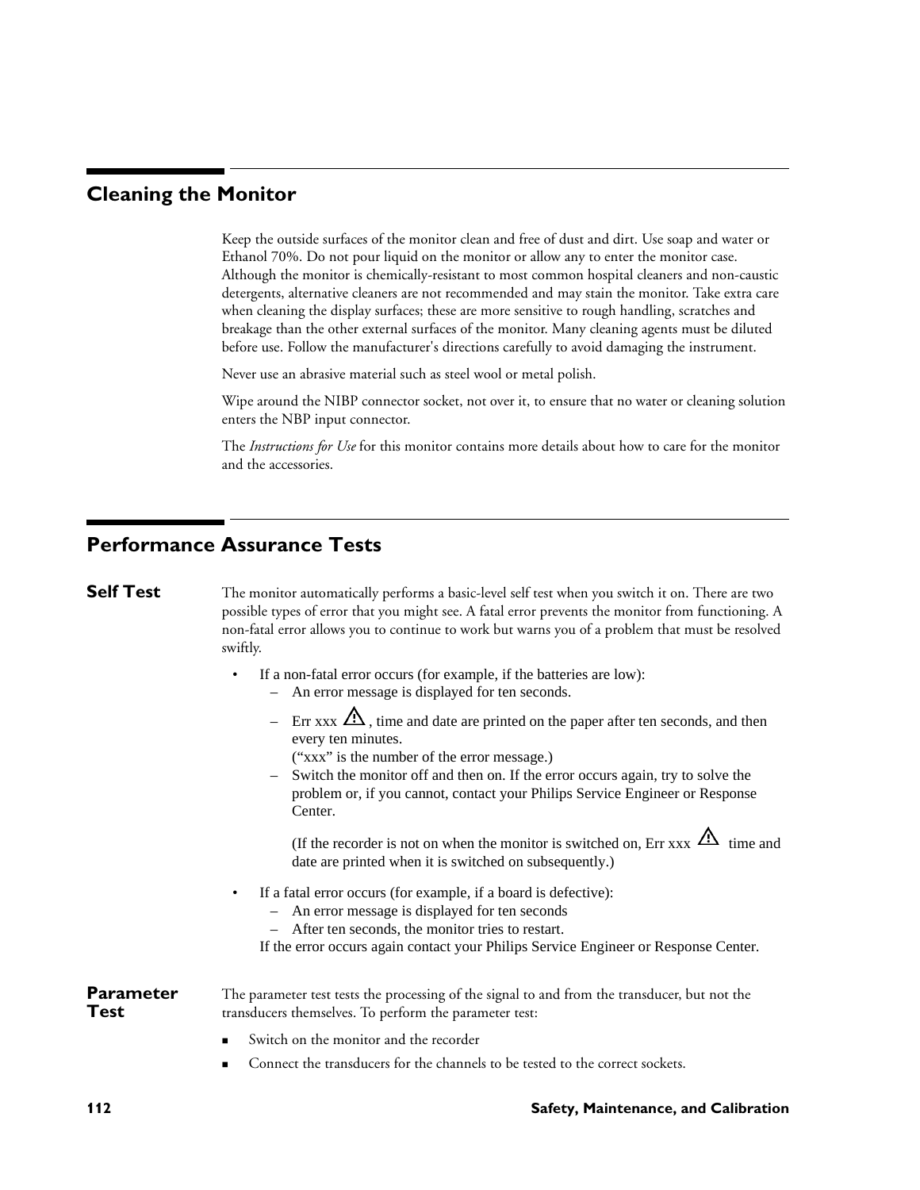## Cleaning the Monitor

Keep the outside surfaces of the monitor clean and free of dust and dirt. Use soap and water or Ethanol 70%. Do not pour liquid on the monitor or allow any to enter the monitor case. Although the monitor is chemically-resistant to most common hospital cleaners and non-caustic detergents, alternative cleaners are not recommended and may stain the monitor. Take extra care when cleaning the display surfaces; these are more sensitive to rough handling, scratches and breakage than the other external surfaces of the monitor. Many cleaning agents must be diluted before use. Follow the manufacturer's directions carefully to avoid damaging the instrument.

Never use an abrasive material such as steel wool or metal polish.

Wipe around the NIBP connector socket, not over it, to ensure that no water or cleaning solution enters the NBP input connector.

The *Instructions for Use* for this monitor contains more details about how to care for the monitor and the accessories.

## Performance Assurance Tests

### Self Test

The monitor automatically performs a basic-level self test when you switch it on. There are two possible types of error that you might see. A fatal error prevents the monitor from functioning. A non-fatal error allows you to continue to work but warns you of a problem that must be resolved swiftly.

- If a non-fatal error occurs (for example, if the batteries are low):
  - An error message is displayed for ten seconds.
  - Err xxx ⚠, time and date are printed on the paper after ten seconds, and then every ten minutes.
    ("xxx" is the number of the error message.)
  - Switch the monitor off and then on. If the error occurs again, try to solve the problem or, if you cannot, contact your Philips Service Engineer or Response Center.

    (If the recorder is not on when the monitor is switched on, Err xxx ⚠ time and date are printed when it is switched on subsequently.)
- If a fatal error occurs (for example, if a board is defective):
  - An error message is displayed for ten seconds
  - After ten seconds, the monitor tries to restart.

  If the error occurs again contact your Philips Service Engineer or Response Center.

### Parameter Test

The parameter test tests the processing of the signal to and from the transducer, but not the transducers themselves. To perform the parameter test:

- Switch on the monitor and the recorder
- Connect the transducers for the channels to be tested to the correct sockets.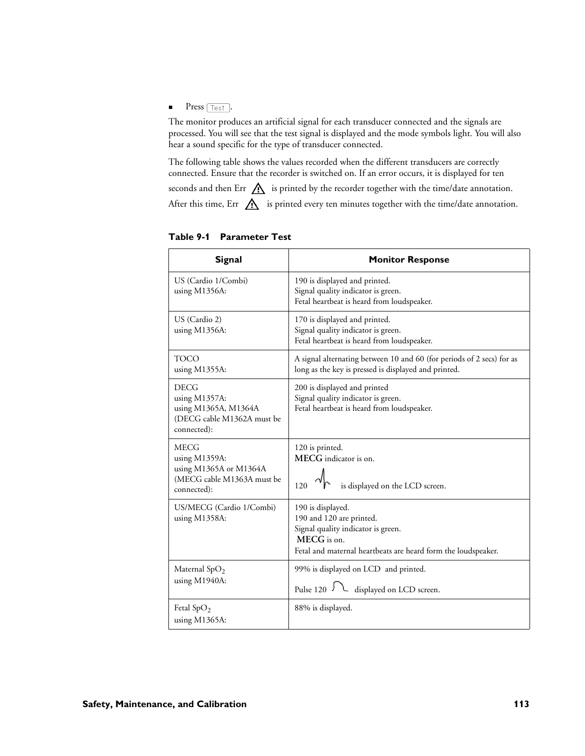- Press `Test`.

The monitor produces an artificial signal for each transducer connected and the signals are processed. You will see that the test signal is displayed and the mode symbols light. You will also hear a sound specific for the type of transducer connected.

The following table shows the values recorded when the different transducers are correctly connected. Ensure that the recorder is switched on. If an error occurs, it is displayed for ten seconds and then Err ⚠ is printed by the recorder together with the time/date annotation. After this time, Err ⚠ is printed every ten minutes together with the time/date annotation.

**Table 9-1 Parameter Test**

| Signal | Monitor Response |
|---|---|
| US (Cardio 1/Combi)<br>using M1356A: | 190 is displayed and printed.<br>Signal quality indicator is green.<br>Fetal heartbeat is heard from loudspeaker. |
| US (Cardio 2)<br>using M1356A: | 170 is displayed and printed.<br>Signal quality indicator is green.<br>Fetal heartbeat is heard from loudspeaker. |
| TOCO<br>using M1355A: | A signal alternating between 10 and 60 (for periods of 2 secs) for as long as the key is pressed is displayed and printed. |
| DECG<br>using M1357A:<br>using M1365A, M1364A<br>(DECG cable M1362A must be connected): | 200 is displayed and printed<br>Signal quality indicator is green.<br>Fetal heartbeat is heard from loudspeaker. |
| MECG<br>using M1359A:<br>using M1365A or M1364A<br>(MECG cable M1363A must be connected): | 120 is printed.<br>**MECG** indicator is on.<br>120 (ECG symbol) is displayed on the LCD screen. |
| US/MECG (Cardio 1/Combi)<br>using M1358A: | 190 is displayed.<br>190 and 120 are printed.<br>Signal quality indicator is green.<br>**MECG** is on.<br>Fetal and maternal heartbeats are heard form the loudspeaker. |
| Maternal $SpO_2$<br>using M1940A: | 99% is displayed on LCD and printed.<br>Pulse 120 (pulse symbol) displayed on LCD screen. |
| Fetal $SpO_2$<br>using M1365A: | 88% is displayed. |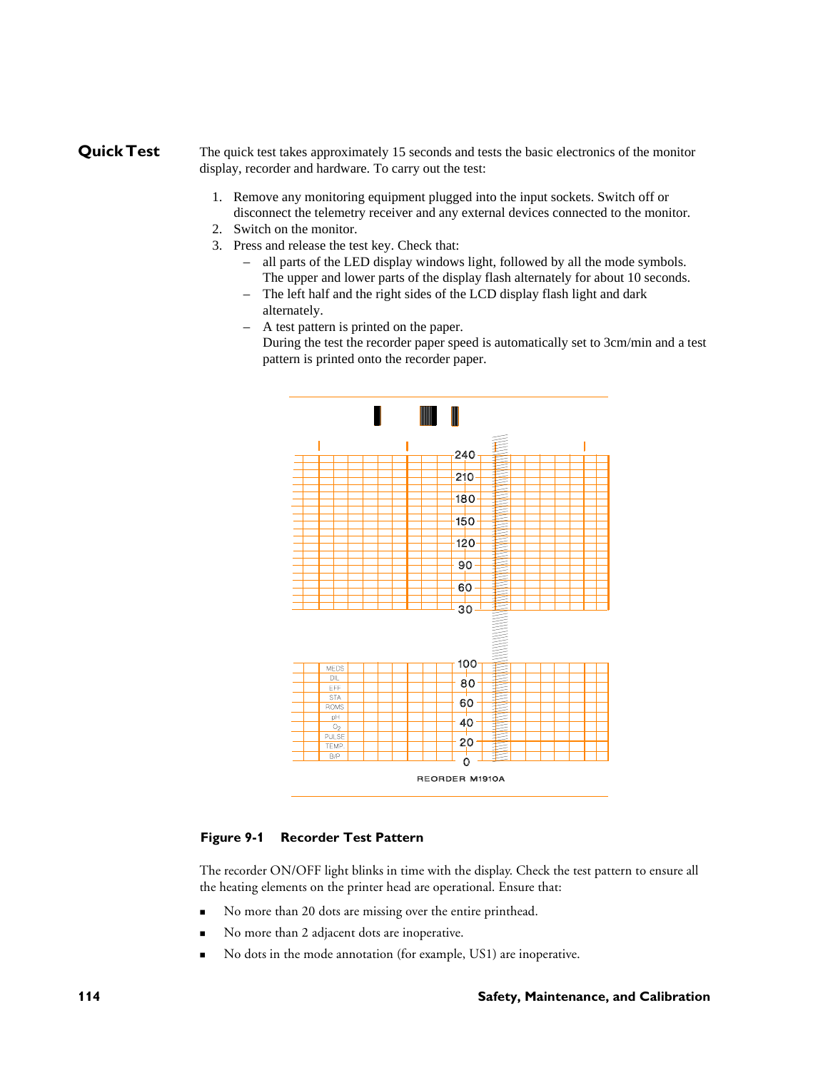## Quick Test

The quick test takes approximately 15 seconds and tests the basic electronics of the monitor display, recorder and hardware. To carry out the test:

1. Remove any monitoring equipment plugged into the input sockets. Switch off or disconnect the telemetry receiver and any external devices connected to the monitor.
2. Switch on the monitor.
3. Press and release the test key. Check that:
   – all parts of the LED display windows light, followed by all the mode symbols. The upper and lower parts of the display flash alternately for about 10 seconds.
   – The left half and the right sides of the LCD display flash light and dark alternately.
   – A test pattern is printed on the paper. During the test the recorder paper speed is automatically set to 3cm/min and a test pattern is printed onto the recorder paper.

**Figure 9-1 Recorder Test Pattern**

The recorder ON/OFF light blinks in time with the display. Check the test pattern to ensure all the heating elements on the printer head are operational. Ensure that:

- No more than 20 dots are missing over the entire printhead.
- No more than 2 adjacent dots are inoperative.
- No dots in the mode annotation (for example, US1) are inoperative.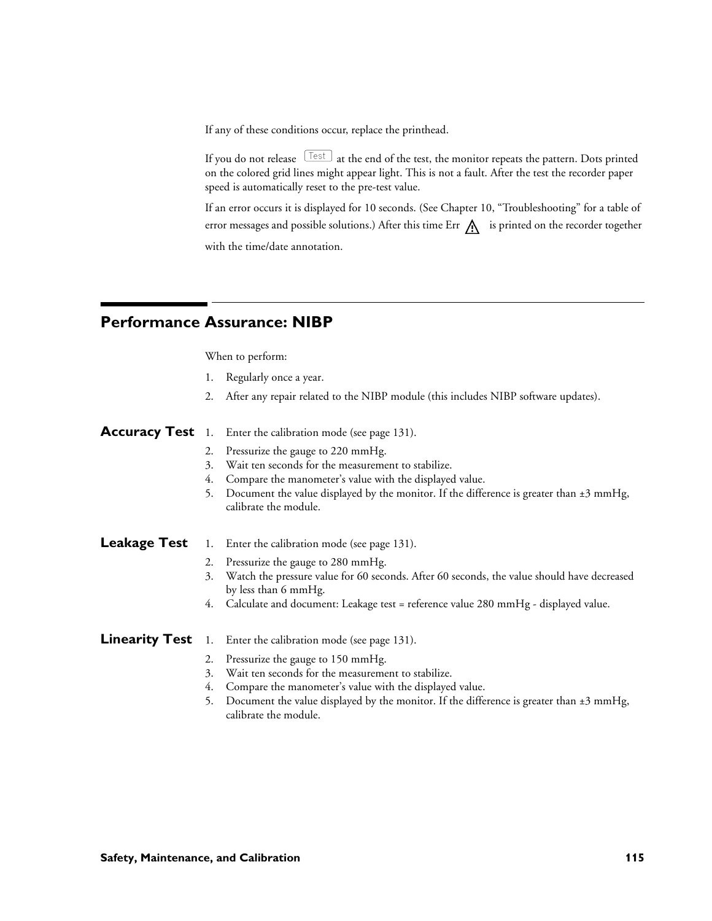If any of these conditions occur, replace the printhead.

If you do not release [Test] at the end of the test, the monitor repeats the pattern. Dots printed on the colored grid lines might appear light. This is not a fault. After the test the recorder paper speed is automatically reset to the pre-test value.

If an error occurs it is displayed for 10 seconds. (See Chapter 10, "Troubleshooting" for a table of error messages and possible solutions.) After this time Err ⚠ is printed on the recorder together with the time/date annotation.

## Performance Assurance: NIBP

When to perform:

1. Regularly once a year.
2. After any repair related to the NIBP module (this includes NIBP software updates).

### Accuracy Test

1. Enter the calibration mode (see page 131).
2. Pressurize the gauge to 220 mmHg.
3. Wait ten seconds for the measurement to stabilize.
4. Compare the manometer's value with the displayed value.
5. Document the value displayed by the monitor. If the difference is greater than ±3 mmHg, calibrate the module.

### Leakage Test

1. Enter the calibration mode (see page 131).
2. Pressurize the gauge to 280 mmHg.
3. Watch the pressure value for 60 seconds. After 60 seconds, the value should have decreased by less than 6 mmHg.
4. Calculate and document: Leakage test = reference value 280 mmHg - displayed value.

### Linearity Test

1. Enter the calibration mode (see page 131).
2. Pressurize the gauge to 150 mmHg.
3. Wait ten seconds for the measurement to stabilize.
4. Compare the manometer's value with the displayed value.
5. Document the value displayed by the monitor. If the difference is greater than ±3 mmHg, calibrate the module.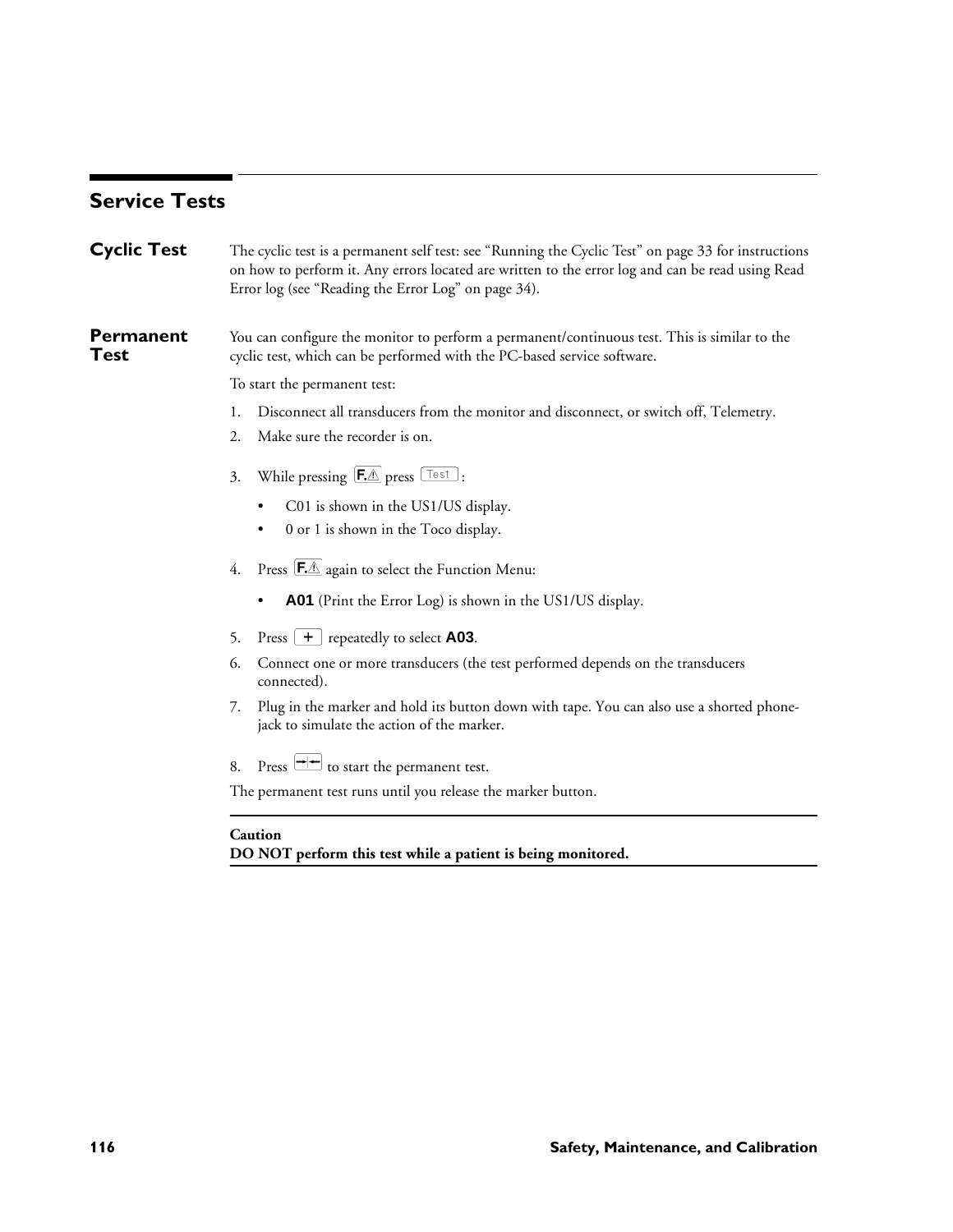# Service Tests

## Cyclic Test

The cyclic test is a permanent self test: see "Running the Cyclic Test" on page 33 for instructions on how to perform it. Any errors located are written to the error log and can be read using Read Error log (see "Reading the Error Log" on page 34).

## Permanent Test

You can configure the monitor to perform a permanent/continuous test. This is similar to the cyclic test, which can be performed with the PC-based service software.

To start the permanent test:

1. Disconnect all transducers from the monitor and disconnect, or switch off, Telemetry.
2. Make sure the recorder is on.
3. While pressing F.⚠ press Test:
   - C01 is shown in the US1/US display.
   - 0 or 1 is shown in the Toco display.
4. Press F.⚠ again to select the Function Menu:
   - **A01** (Print the Error Log) is shown in the US1/US display.
5. Press + repeatedly to select **A03**.
6. Connect one or more transducers (the test performed depends on the transducers connected).
7. Plug in the marker and hold its button down with tape. You can also use a shorted phone-jack to simulate the action of the marker.
8. Press →|← to start the permanent test.

The permanent test runs until you release the marker button.

**Caution**
**DO NOT perform this test while a patient is being monitored.**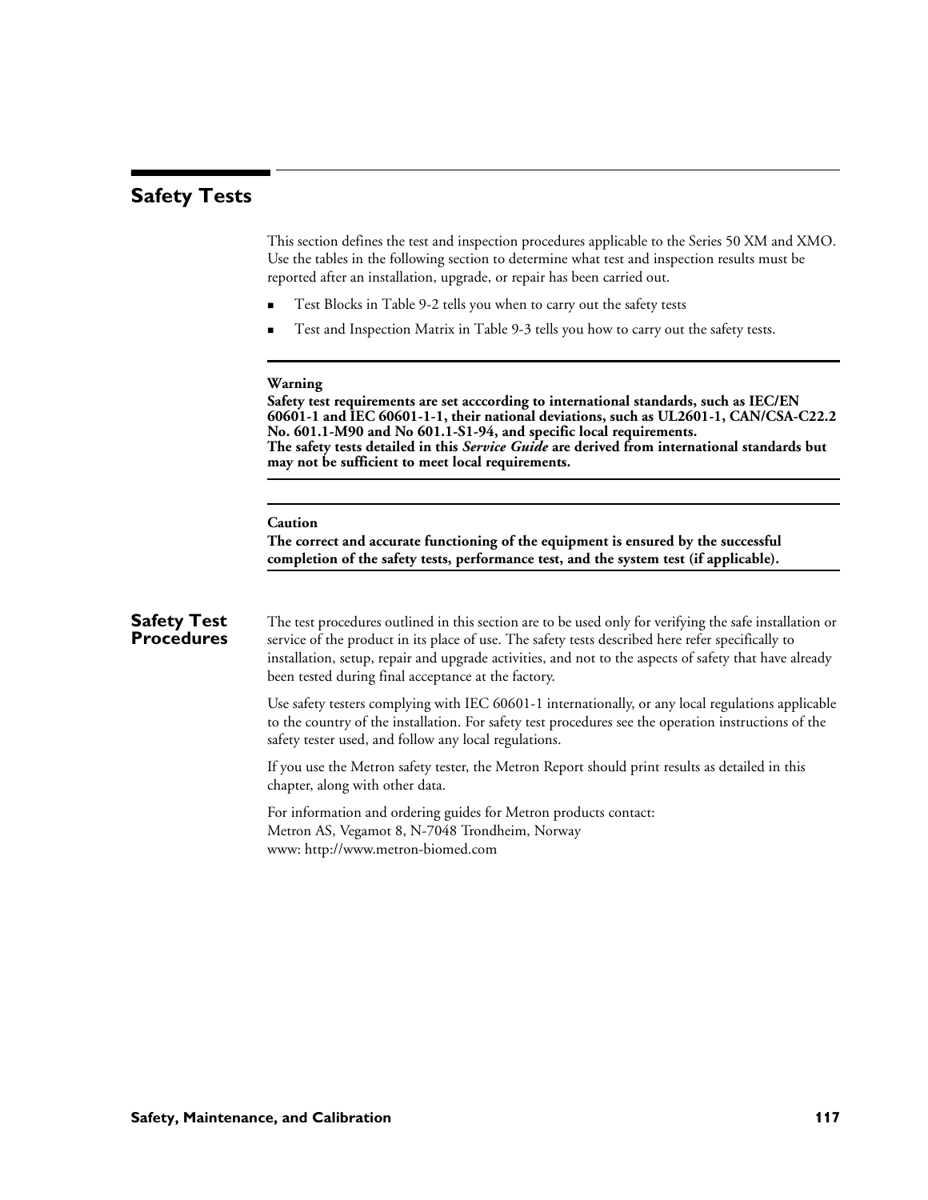## Safety Tests

This section defines the test and inspection procedures applicable to the Series 50 XM and XMO. Use the tables in the following section to determine what test and inspection results must be reported after an installation, upgrade, or repair has been carried out.

- Test Blocks in Table 9-2 tells you when to carry out the safety tests
- Test and Inspection Matrix in Table 9-3 tells you how to carry out the safety tests.

---

**Warning**
**Safety test requirements are set acccording to international standards, such as IEC/EN 60601-1 and IEC 60601-1-1, their national deviations, such as UL2601-1, CAN/CSA-C22.2 No. 601.1-M90 and No 601.1-S1-94, and specific local requirements.**
**The safety tests detailed in this *Service Guide* are derived from international standards but may not be sufficient to meet local requirements.**

---

**Caution**
**The correct and accurate functioning of the equipment is ensured by the successful completion of the safety tests, performance test, and the system test (if applicable).**

---

### Safety Test Procedures

The test procedures outlined in this section are to be used only for verifying the safe installation or service of the product in its place of use. The safety tests described here refer specifically to installation, setup, repair and upgrade activities, and not to the aspects of safety that have already been tested during final acceptance at the factory.

Use safety testers complying with IEC 60601-1 internationally, or any local regulations applicable to the country of the installation. For safety test procedures see the operation instructions of the safety tester used, and follow any local regulations.

If you use the Metron safety tester, the Metron Report should print results as detailed in this chapter, along with other data.

For information and ordering guides for Metron products contact:
Metron AS, Vegamot 8, N-7048 Trondheim, Norway
www: http://www.metron-biomed.com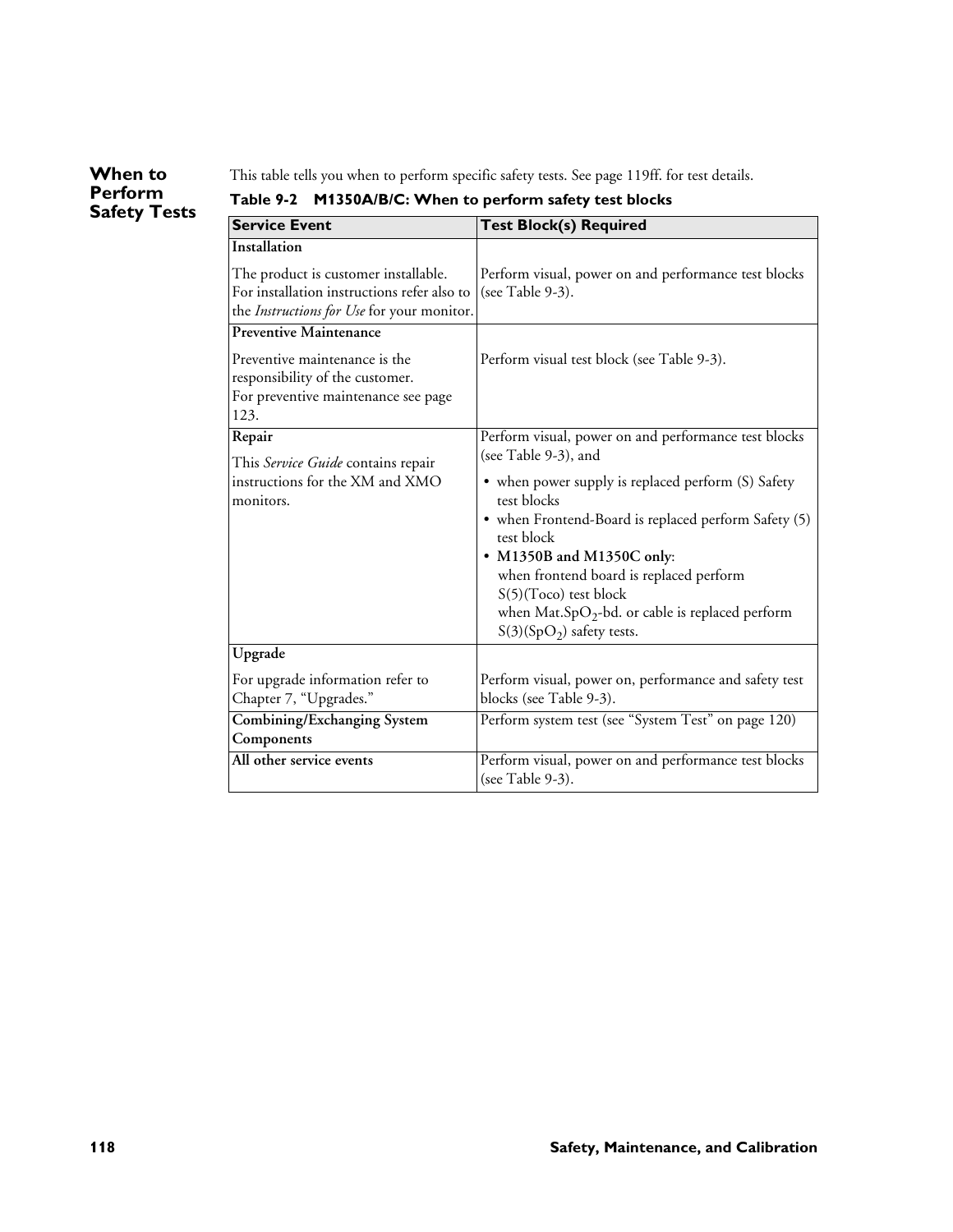## When to Perform Safety Tests

This table tells you when to perform specific safety tests. See page 119ff. for test details.

**Table 9-2 M1350A/B/C: When to perform safety test blocks**

| Service Event | Test Block(s) Required |
|---|---|
| **Installation**<br>The product is customer installable. For installation instructions refer also to the *Instructions for Use* for your monitor. | Perform visual, power on and performance test blocks (see Table 9-3). |
| **Preventive Maintenance**<br>Preventive maintenance is the responsibility of the customer. For preventive maintenance see page 123. | Perform visual test block (see Table 9-3). |
| **Repair**<br>This *Service Guide* contains repair instructions for the XM and XMO monitors. | Perform visual, power on and performance test blocks (see Table 9-3), and<br>• when power supply is replaced perform (S) Safety test blocks<br>• when Frontend-Board is replaced perform Safety (5) test block<br>• **M1350B and M1350C only**: when frontend board is replaced perform S(5)(Toco) test block when Mat.$SpO_2$-bd. or cable is replaced perform S(3)($SpO_2$) safety tests. |
| **Upgrade**<br>For upgrade information refer to Chapter 7, "Upgrades." | Perform visual, power on, performance and safety test blocks (see Table 9-3). |
| **Combining/Exchanging System Components** | Perform system test (see "System Test" on page 120) |
| **All other service events** | Perform visual, power on and performance test blocks (see Table 9-3). |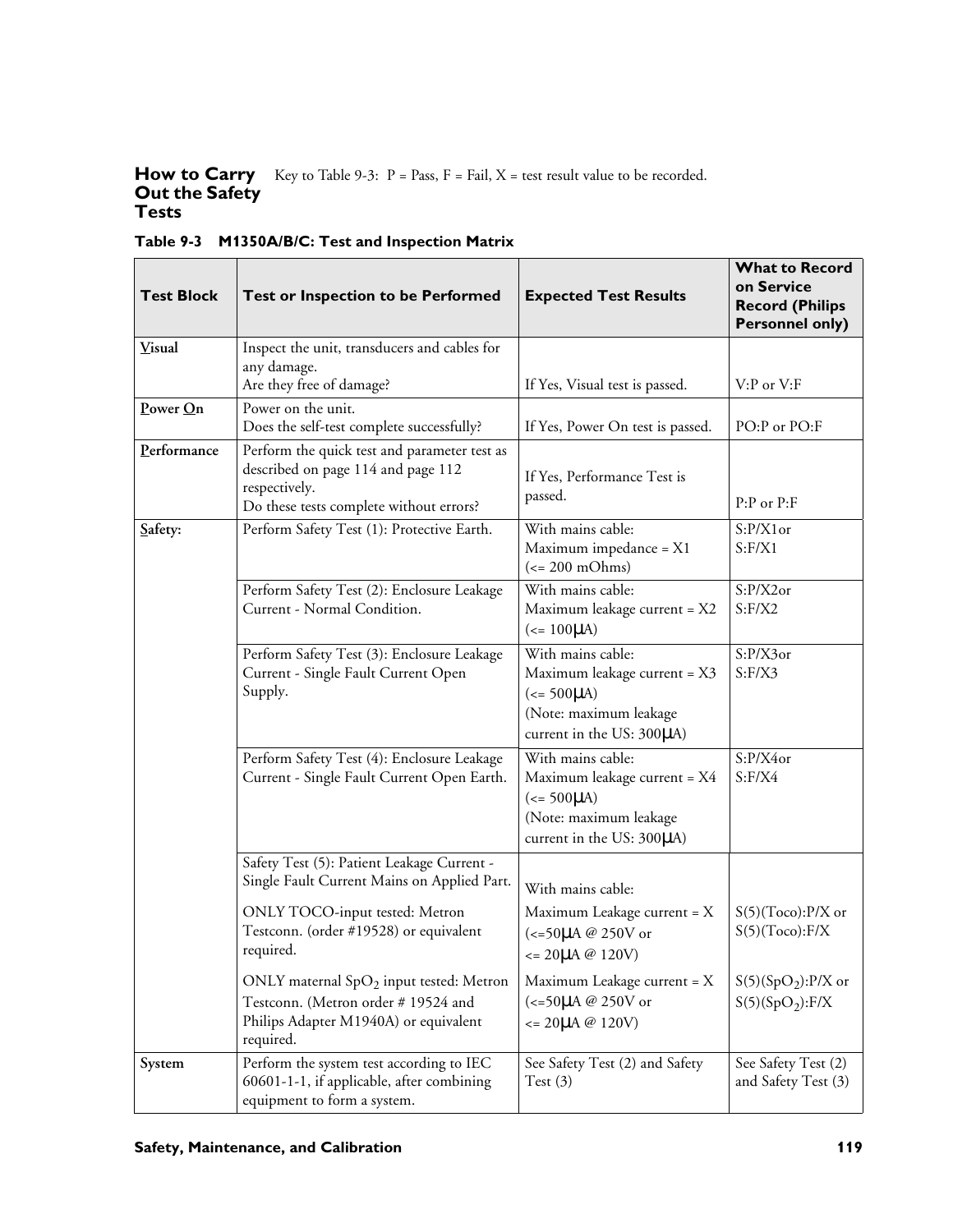## How to Carry Out the Safety Tests

Key to Table 9-3: P = Pass, F = Fail, X = test result value to be recorded.

**Table 9-3 M1350A/B/C: Test and Inspection Matrix**

| Test Block | Test or Inspection to be Performed | Expected Test Results | What to Record on Service Record (Philips Personnel only) |
|---|---|---|---|
| **V**isual | Inspect the unit, transducers and cables for any damage.<br>Are they free of damage? | If Yes, Visual test is passed. | V:P or V:F |
| **P**ower **O**n | Power on the unit.<br>Does the self-test complete successfully? | If Yes, Power On test is passed. | PO:P or PO:F |
| **P**erformance | Perform the quick test and parameter test as described on page 114 and page 112 respectively.<br>Do these tests complete without errors? | If Yes, Performance Test is passed. | P:P or P:F |
| **S**afety: | Perform Safety Test (1): Protective Earth. | With mains cable:<br>Maximum impedance = X1<br>(<= 200 mOhms) | S:P/X1or<br>S:F/X1 |
| | Perform Safety Test (2): Enclosure Leakage Current - Normal Condition. | With mains cable:<br>Maximum leakage current = X2<br>(<= 100μA) | S:P/X2or<br>S:F/X2 |
| | Perform Safety Test (3): Enclosure Leakage Current - Single Fault Current Open Supply. | With mains cable:<br>Maximum leakage current = X3<br>(<= 500μA)<br>(Note: maximum leakage current in the US: 300μA) | S:P/X3or<br>S:F/X3 |
| | Perform Safety Test (4): Enclosure Leakage Current - Single Fault Current Open Earth. | With mains cable:<br>Maximum leakage current = X4<br>(<= 500μA)<br>(Note: maximum leakage current in the US: 300μA) | S:P/X4or<br>S:F/X4 |
| | Safety Test (5): Patient Leakage Current - Single Fault Current Mains on Applied Part.<br>ONLY TOCO-input tested: Metron Testconn. (order #19528) or equivalent required.<br>ONLY maternal $SpO_2$ input tested: Metron Testconn. (Metron order # 19524 and Philips Adapter M1940A) or equivalent required. | With mains cable:<br>Maximum Leakage current = X (<=50μA @ 250V or <= 20μA @ 120V)<br>Maximum Leakage current = X (<=50μA @ 250V or <= 20μA @ 120V) | S(5)(Toco):P/X or S(5)(Toco):F/X<br>S(5)($SpO_2$):P/X or S(5)($SpO_2$):F/X |
| **System** | Perform the system test according to IEC 60601-1-1, if applicable, after combining equipment to form a system. | See Safety Test (2) and Safety Test (3) | See Safety Test (2) and Safety Test (3) |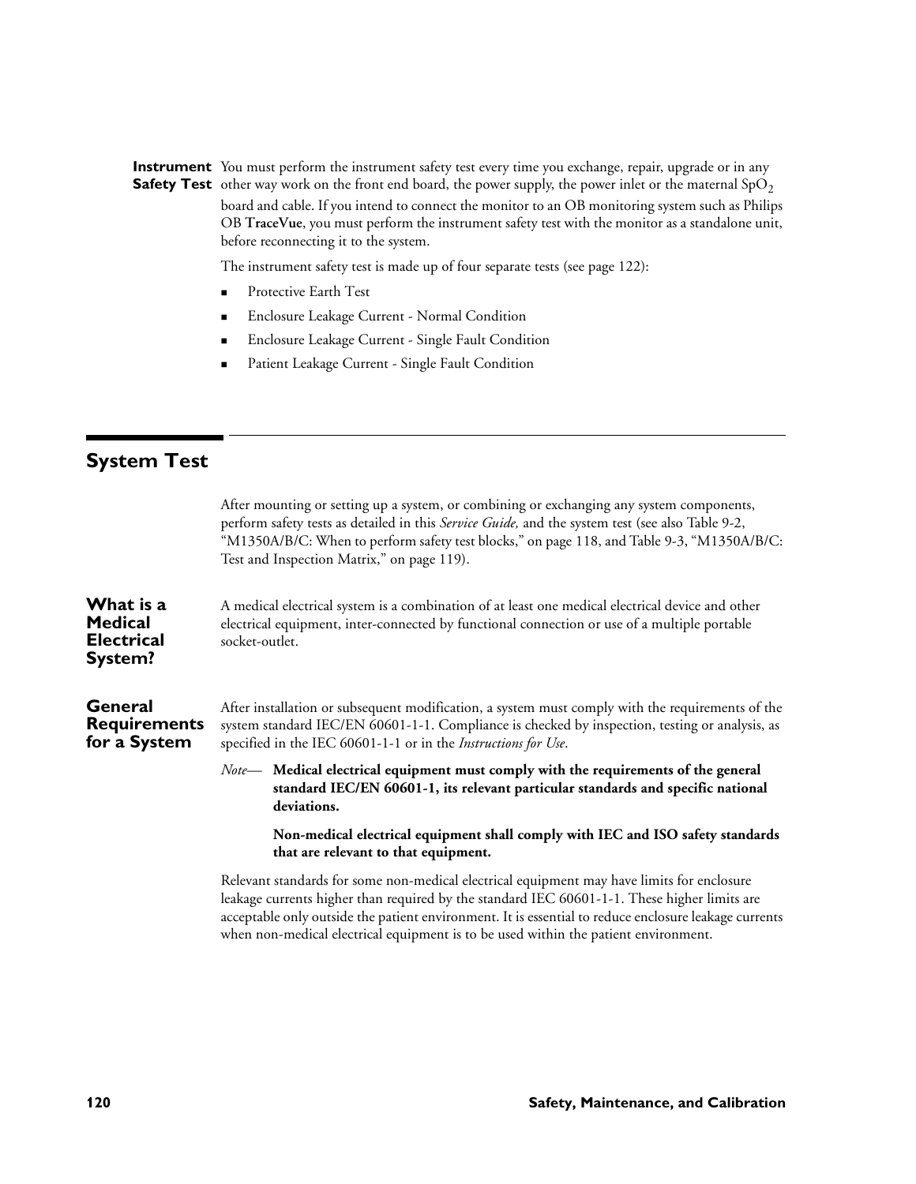**Instrument Safety Test**

You must perform the instrument safety test every time you exchange, repair, upgrade or in any other way work on the front end board, the power supply, the power inlet or the maternal $SpO_2$ board and cable. If you intend to connect the monitor to an OB monitoring system such as Philips OB **TraceVue**, you must perform the instrument safety test with the monitor as a standalone unit, before reconnecting it to the system.

The instrument safety test is made up of four separate tests (see page 122):

- Protective Earth Test
- Enclosure Leakage Current - Normal Condition
- Enclosure Leakage Current - Single Fault Condition
- Patient Leakage Current - Single Fault Condition

## System Test

After mounting or setting up a system, or combining or exchanging any system components, perform safety tests as detailed in this *Service Guide,* and the system test (see also Table 9-2, “M1350A/B/C: When to perform safety test blocks,” on page 118, and Table 9-3, “M1350A/B/C: Test and Inspection Matrix,” on page 119).

### What is a Medical Electrical System?

A medical electrical system is a combination of at least one medical electrical device and other electrical equipment, inter-connected by functional connection or use of a multiple portable socket-outlet.

### General Requirements for a System

After installation or subsequent modification, a system must comply with the requirements of the system standard IEC/EN 60601-1-1. Compliance is checked by inspection, testing or analysis, as specified in the IEC 60601-1-1 or in the *Instructions for Use*.

*Note*— **Medical electrical equipment must comply with the requirements of the general standard IEC/EN 60601-1, its relevant particular standards and specific national deviations.**

**Non-medical electrical equipment shall comply with IEC and ISO safety standards that are relevant to that equipment.**

Relevant standards for some non-medical electrical equipment may have limits for enclosure leakage currents higher than required by the standard IEC 60601-1-1. These higher limits are acceptable only outside the patient environment. It is essential to reduce enclosure leakage currents when non-medical electrical equipment is to be used within the patient environment.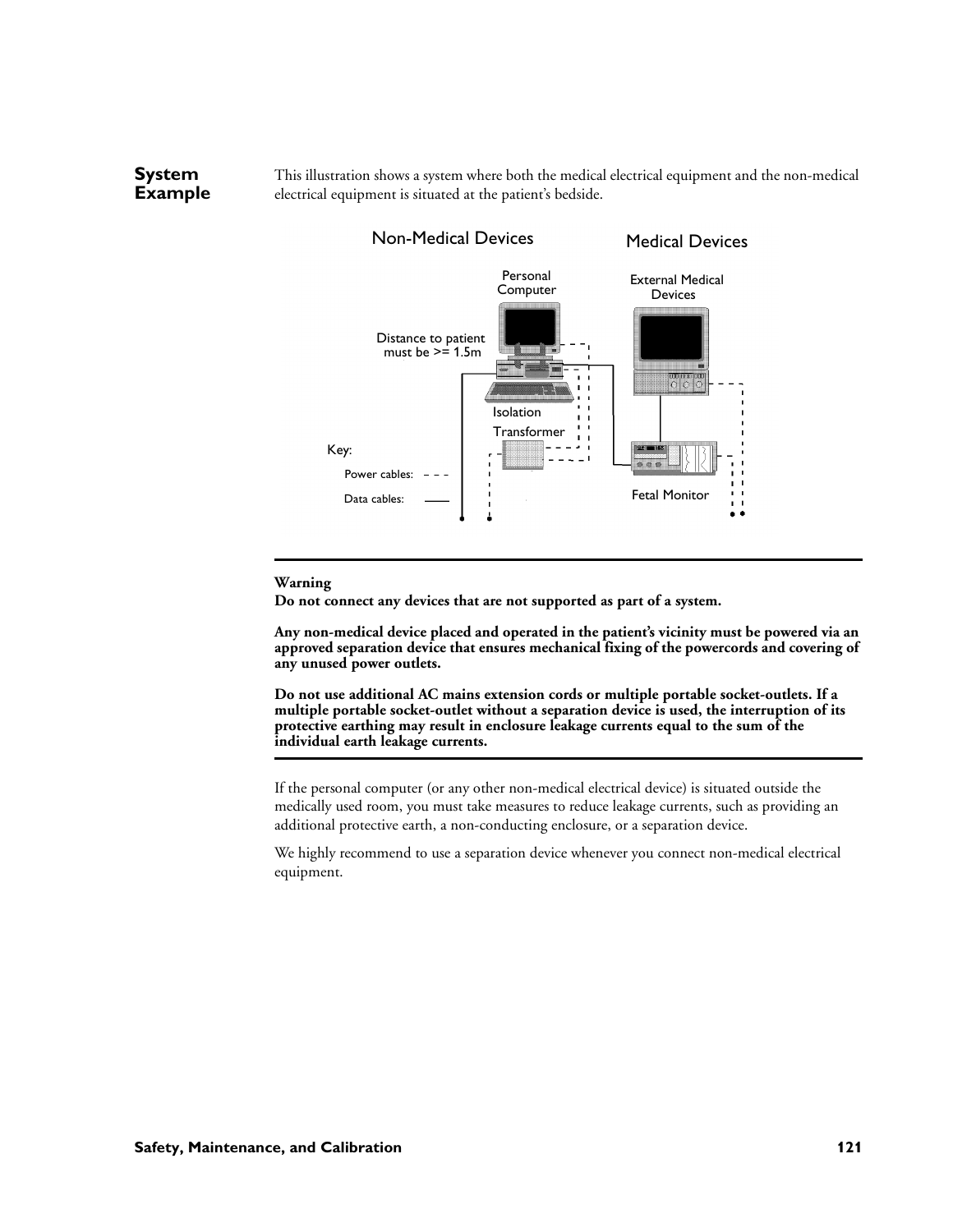## System Example

This illustration shows a system where both the medical electrical equipment and the non-medical electrical equipment is situated at the patient's bedside.

Non-Medical Devices

Medical Devices

Personal Computer

External Medical Devices

Distance to patient must be >= 1.5m

Isolation Transformer

Fetal Monitor

Key:

Power cables: – – –

Data cables: ——

---

**Warning**

**Do not connect any devices that are not supported as part of a system.**

**Any non-medical device placed and operated in the patient's vicinity must be powered via an approved separation device that ensures mechanical fixing of the powercords and covering of any unused power outlets.**

**Do not use additional AC mains extension cords or multiple portable socket-outlets. If a multiple portable socket-outlet without a separation device is used, the interruption of its protective earthing may result in enclosure leakage currents equal to the sum of the individual earth leakage currents.**

---

If the personal computer (or any other non-medical electrical device) is situated outside the medically used room, you must take measures to reduce leakage currents, such as providing an additional protective earth, a non-conducting enclosure, or a separation device.

We highly recommend to use a separation device whenever you connect non-medical electrical equipment.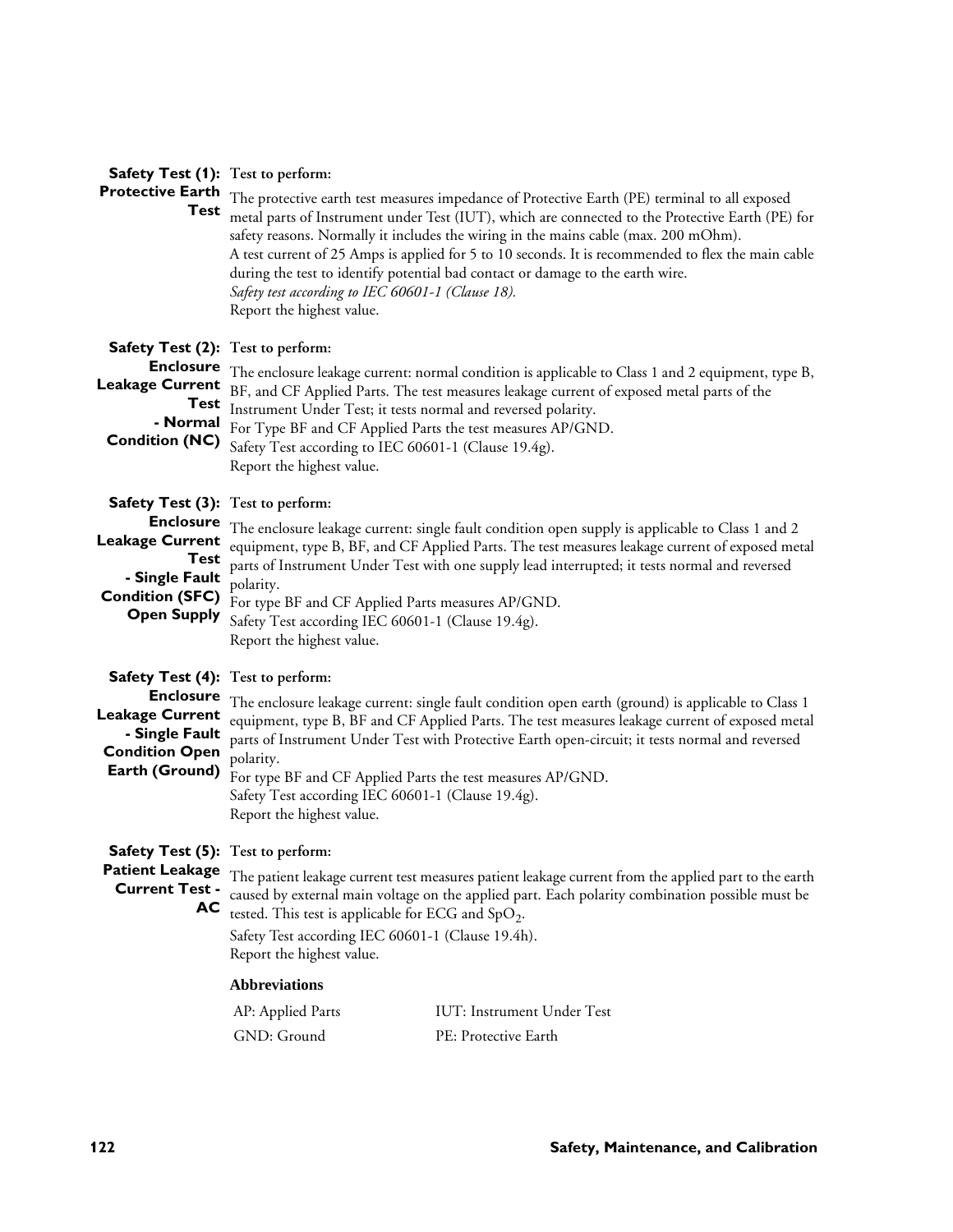**Safety Test (1): Protective Earth Test**

**Test to perform:**

The protective earth test measures impedance of Protective Earth (PE) terminal to all exposed metal parts of Instrument under Test (IUT), which are connected to the Protective Earth (PE) for safety reasons. Normally it includes the wiring in the mains cable (max. 200 mOhm).
A test current of 25 Amps is applied for 5 to 10 seconds. It is recommended to flex the main cable during the test to identify potential bad contact or damage to the earth wire.
*Safety test according to IEC 60601-1 (Clause 18).*
Report the highest value.

**Safety Test (2): Enclosure Leakage Current Test - Normal Condition (NC)**

**Test to perform:**

The enclosure leakage current: normal condition is applicable to Class 1 and 2 equipment, type B, BF, and CF Applied Parts. The test measures leakage current of exposed metal parts of the Instrument Under Test; it tests normal and reversed polarity.
For Type BF and CF Applied Parts the test measures AP/GND.
Safety Test according to IEC 60601-1 (Clause 19.4g).
Report the highest value.

**Safety Test (3): Enclosure Leakage Current Test - Single Fault Condition (SFC) Open Supply**

**Test to perform:**

The enclosure leakage current: single fault condition open supply is applicable to Class 1 and 2 equipment, type B, BF, and CF Applied Parts. The test measures leakage current of exposed metal parts of Instrument Under Test with one supply lead interrupted; it tests normal and reversed polarity.
For type BF and CF Applied Parts measures AP/GND.
Safety Test according IEC 60601-1 (Clause 19.4g).
Report the highest value.

**Safety Test (4): Enclosure Leakage Current - Single Fault Condition Open Earth (Ground)**

**Test to perform:**

The enclosure leakage current: single fault condition open earth (ground) is applicable to Class 1 equipment, type B, BF and CF Applied Parts. The test measures leakage current of exposed metal parts of Instrument Under Test with Protective Earth open-circuit; it tests normal and reversed polarity.
For type BF and CF Applied Parts the test measures AP/GND.
Safety Test according IEC 60601-1 (Clause 19.4g).
Report the highest value.

**Safety Test (5): Patient Leakage Current Test - AC**

**Test to perform:**

The patient leakage current test measures patient leakage current from the applied part to the earth caused by external main voltage on the applied part. Each polarity combination possible must be tested. This test is applicable for ECG and $SpO_2$.
Safety Test according IEC 60601-1 (Clause 19.4h).
Report the highest value.

**Abbreviations**

| AP: Applied Parts | IUT: Instrument Under Test |
| --- | --- |
| GND: Ground | PE: Protective Earth |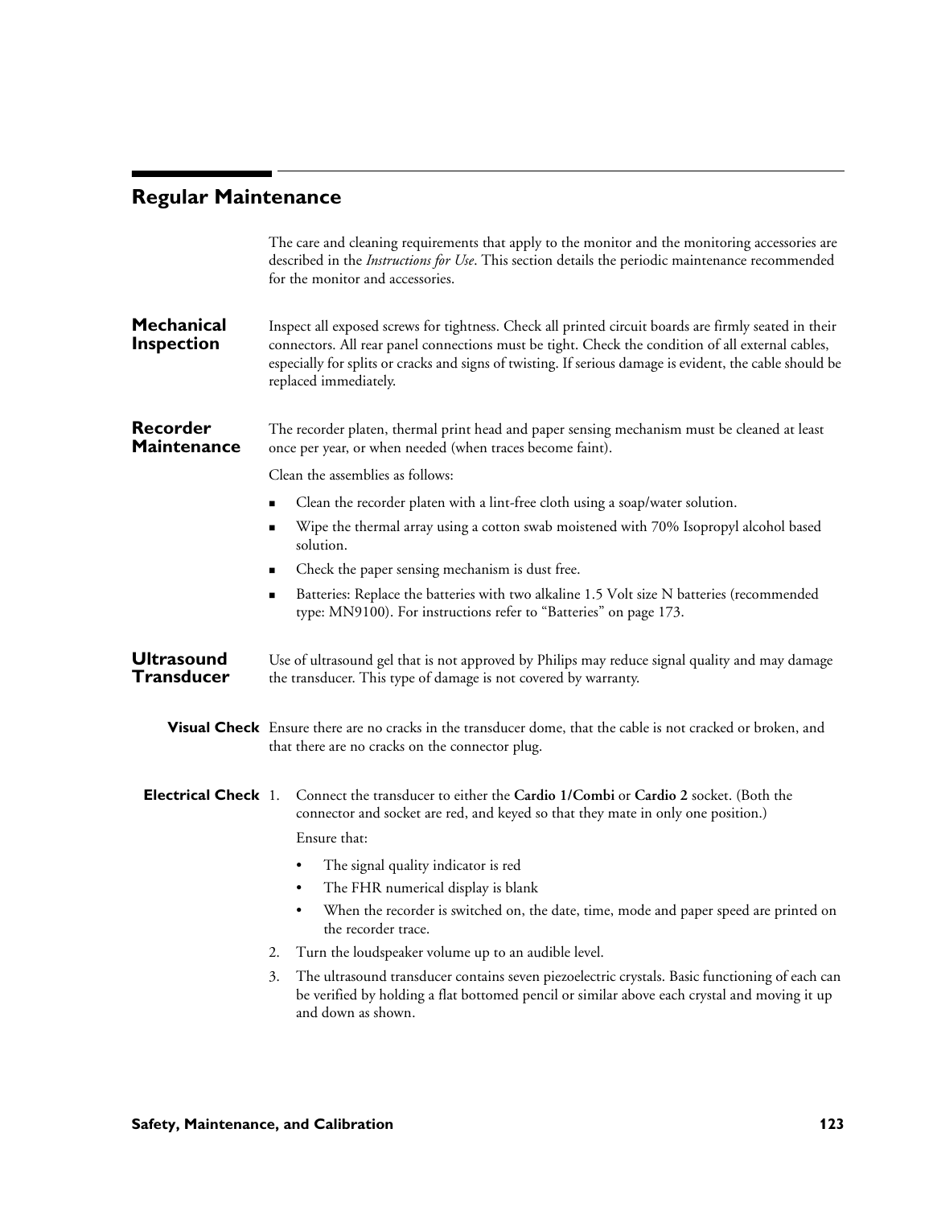# Regular Maintenance

The care and cleaning requirements that apply to the monitor and the monitoring accessories are described in the *Instructions for Use*. This section details the periodic maintenance recommended for the monitor and accessories.

## Mechanical Inspection

Inspect all exposed screws for tightness. Check all printed circuit boards are firmly seated in their connectors. All rear panel connections must be tight. Check the condition of all external cables, especially for splits or cracks and signs of twisting. If serious damage is evident, the cable should be replaced immediately.

## Recorder Maintenance

The recorder platen, thermal print head and paper sensing mechanism must be cleaned at least once per year, or when needed (when traces become faint).

Clean the assemblies as follows:

- Clean the recorder platen with a lint-free cloth using a soap/water solution.
- Wipe the thermal array using a cotton swab moistened with 70% Isopropyl alcohol based solution.
- Check the paper sensing mechanism is dust free.
- Batteries: Replace the batteries with two alkaline 1.5 Volt size N batteries (recommended type: MN9100). For instructions refer to "Batteries" on page 173.

## Ultrasound Transducer

Use of ultrasound gel that is not approved by Philips may reduce signal quality and may damage the transducer. This type of damage is not covered by warranty.

### Visual Check

Ensure there are no cracks in the transducer dome, that the cable is not cracked or broken, and that there are no cracks on the connector plug.

### Electrical Check

1. Connect the transducer to either the **Cardio 1/Combi** or **Cardio 2** socket. (Both the connector and socket are red, and keyed so that they mate in only one position.)

   Ensure that:

   - The signal quality indicator is red
   - The FHR numerical display is blank
   - When the recorder is switched on, the date, time, mode and paper speed are printed on the recorder trace.
2. Turn the loudspeaker volume up to an audible level.
3. The ultrasound transducer contains seven piezoelectric crystals. Basic functioning of each can be verified by holding a flat bottomed pencil or similar above each crystal and moving it up and down as shown.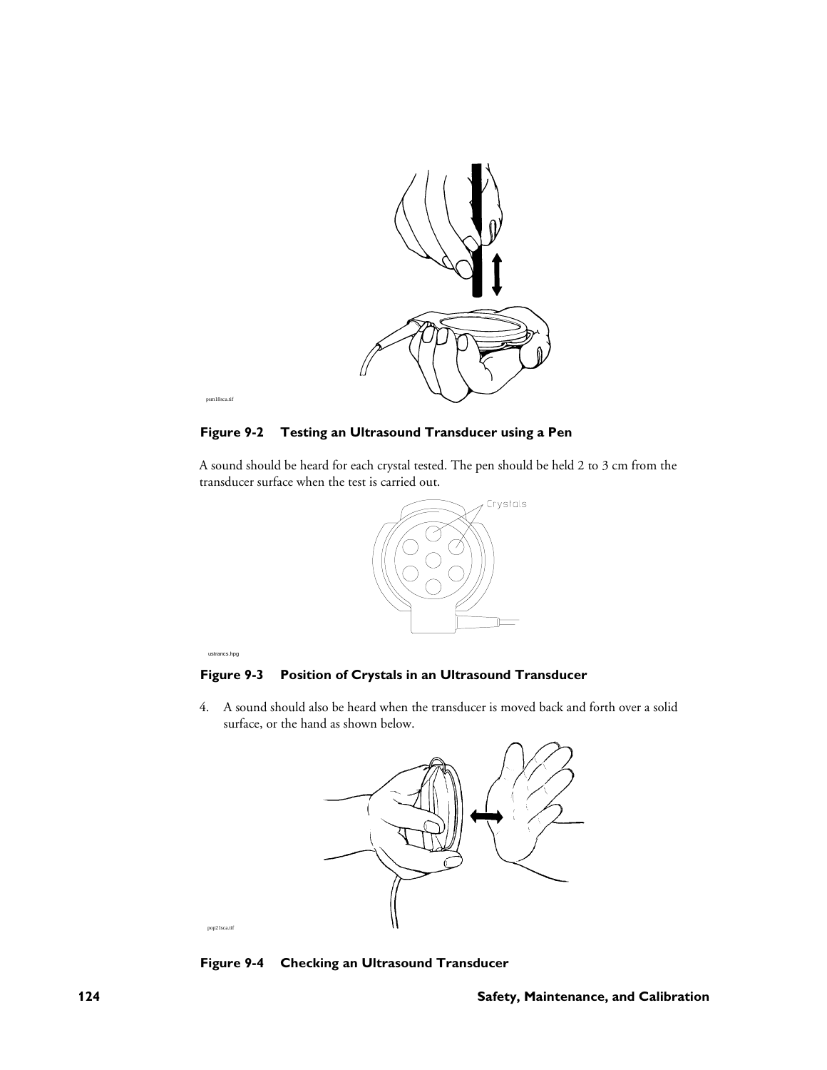psm18sca.tif

**Figure 9-2 Testing an Ultrasound Transducer using a Pen**

A sound should be heard for each crystal tested. The pen should be held 2 to 3 cm from the transducer surface when the test is carried out.

ustrancs.hpg

**Figure 9-3 Position of Crystals in an Ultrasound Transducer**

4. A sound should also be heard when the transducer is moved back and forth over a solid surface, or the hand as shown below.

pop21sca.tif

**Figure 9-4 Checking an Ultrasound Transducer**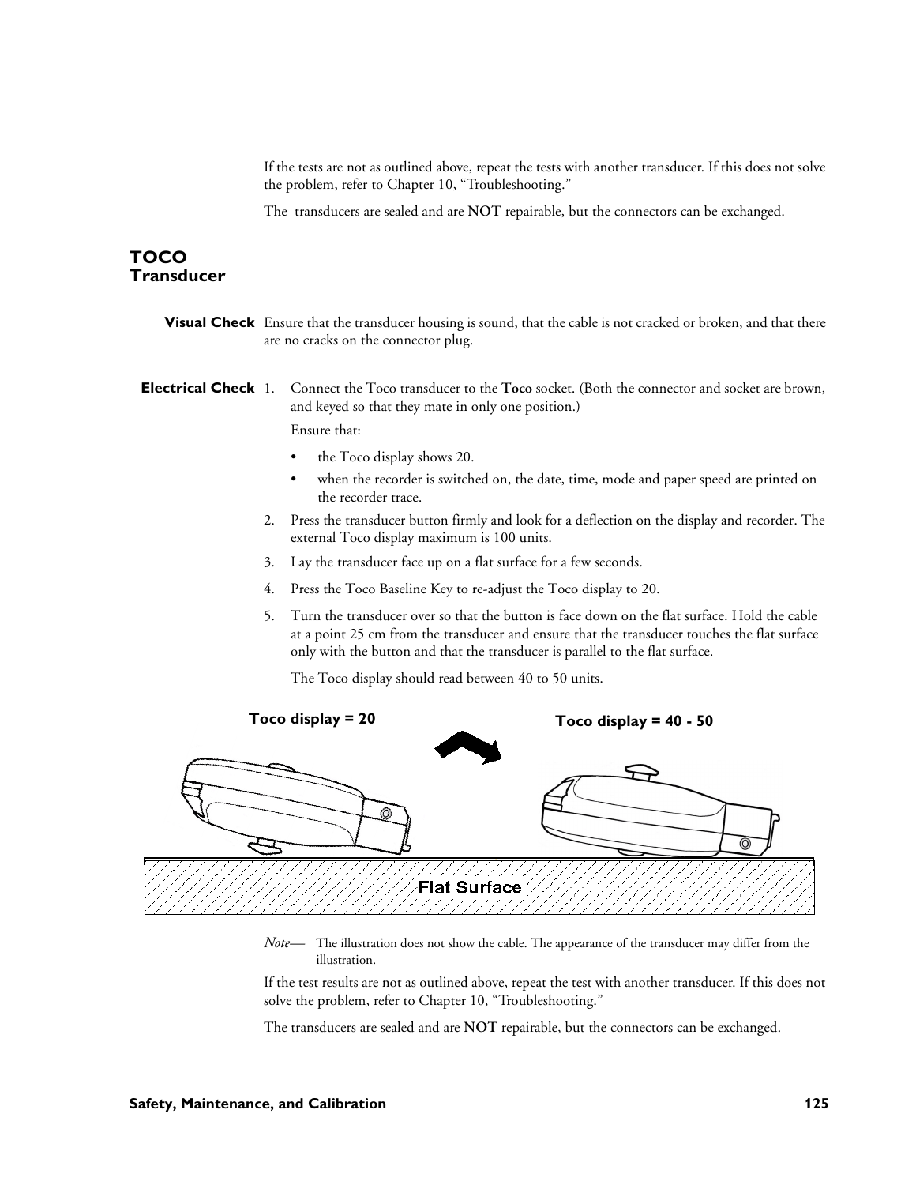If the tests are not as outlined above, repeat the tests with another transducer. If this does not solve the problem, refer to Chapter 10, "Troubleshooting."

The transducers are sealed and are **NOT** repairable, but the connectors can be exchanged.

## TOCO Transducer

**Visual Check** Ensure that the transducer housing is sound, that the cable is not cracked or broken, and that there are no cracks on the connector plug.

**Electrical Check**

1. Connect the Toco transducer to the **Toco** socket. (Both the connector and socket are brown, and keyed so that they mate in only one position.)

   Ensure that:

   - the Toco display shows 20.
   - when the recorder is switched on, the date, time, mode and paper speed are printed on the recorder trace.
2. Press the transducer button firmly and look for a deflection on the display and recorder. The external Toco display maximum is 100 units.
3. Lay the transducer face up on a flat surface for a few seconds.
4. Press the Toco Baseline Key to re-adjust the Toco display to 20.
5. Turn the transducer over so that the button is face down on the flat surface. Hold the cable at a point 25 cm from the transducer and ensure that the transducer touches the flat surface only with the button and that the transducer is parallel to the flat surface.

   The Toco display should read between 40 to 50 units.

**Toco display = 20** → **Toco display = 40 - 50**

Flat Surface

*Note*— The illustration does not show the cable. The appearance of the transducer may differ from the illustration.

If the test results are not as outlined above, repeat the test with another transducer. If this does not solve the problem, refer to Chapter 10, "Troubleshooting."

The transducers are sealed and are **NOT** repairable, but the connectors can be exchanged.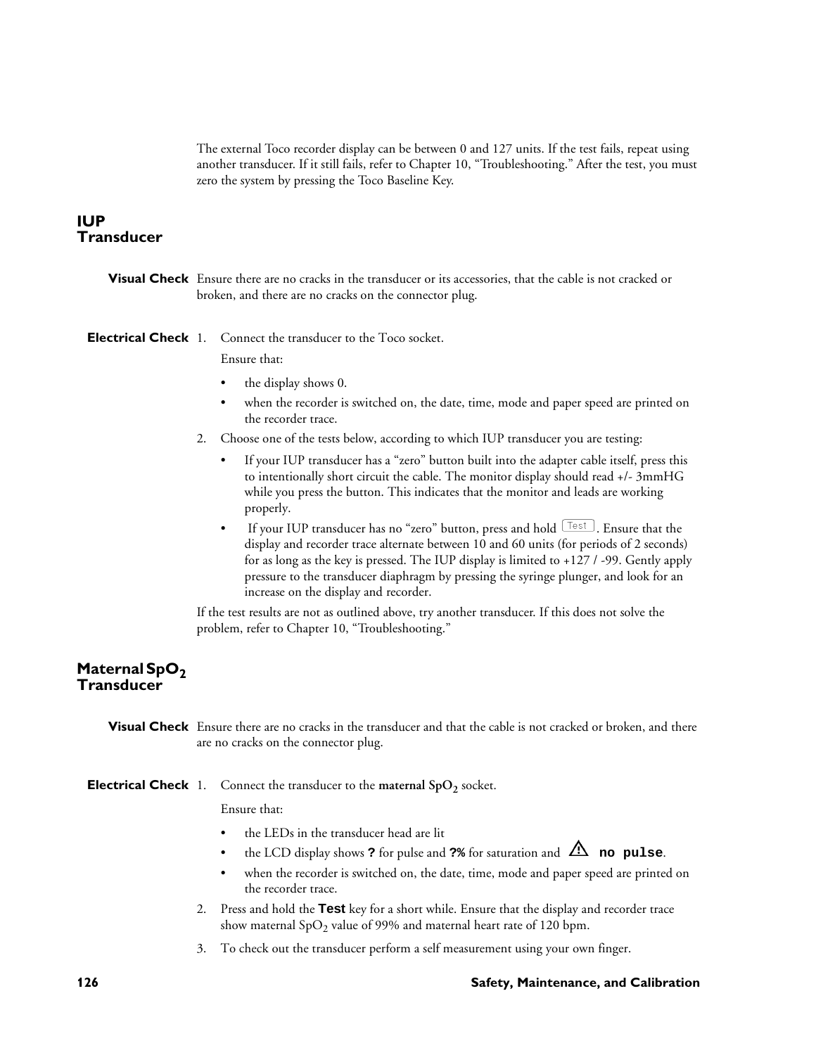The external Toco recorder display can be between 0 and 127 units. If the test fails, repeat using another transducer. If it still fails, refer to Chapter 10, “Troubleshooting.” After the test, you must zero the system by pressing the Toco Baseline Key.

## IUP Transducer

**Visual Check** Ensure there are no cracks in the transducer or its accessories, that the cable is not cracked or broken, and there are no cracks on the connector plug.

**Electrical Check**

1. Connect the transducer to the Toco socket.

   Ensure that:

   - the display shows 0.
   - when the recorder is switched on, the date, time, mode and paper speed are printed on the recorder trace.

2. Choose one of the tests below, according to which IUP transducer you are testing:

   - If your IUP transducer has a “zero” button built into the adapter cable itself, press this to intentionally short circuit the cable. The monitor display should read +/- 3mmHG while you press the button. This indicates that the monitor and leads are working properly.
   - If your IUP transducer has no “zero” button, press and hold [Test]. Ensure that the display and recorder trace alternate between 10 and 60 units (for periods of 2 seconds) for as long as the key is pressed. The IUP display is limited to +127 / -99. Gently apply pressure to the transducer diaphragm by pressing the syringe plunger, and look for an increase on the display and recorder.

If the test results are not as outlined above, try another transducer. If this does not solve the problem, refer to Chapter 10, “Troubleshooting.”

## Maternal $SpO_2$ Transducer

**Visual Check** Ensure there are no cracks in the transducer and that the cable is not cracked or broken, and there are no cracks on the connector plug.

**Electrical Check**

1. Connect the transducer to the **maternal $SpO_2$** socket.

   Ensure that:

   - the LEDs in the transducer head are lit
   - the LCD display shows **?** for pulse and **?%** for saturation and ⚠ `no pulse`.
   - when the recorder is switched on, the date, time, mode and paper speed are printed on the recorder trace.

2. Press and hold the **Test** key for a short while. Ensure that the display and recorder trace show maternal $SpO_2$ value of 99% and maternal heart rate of 120 bpm.

3. To check out the transducer perform a self measurement using your own finger.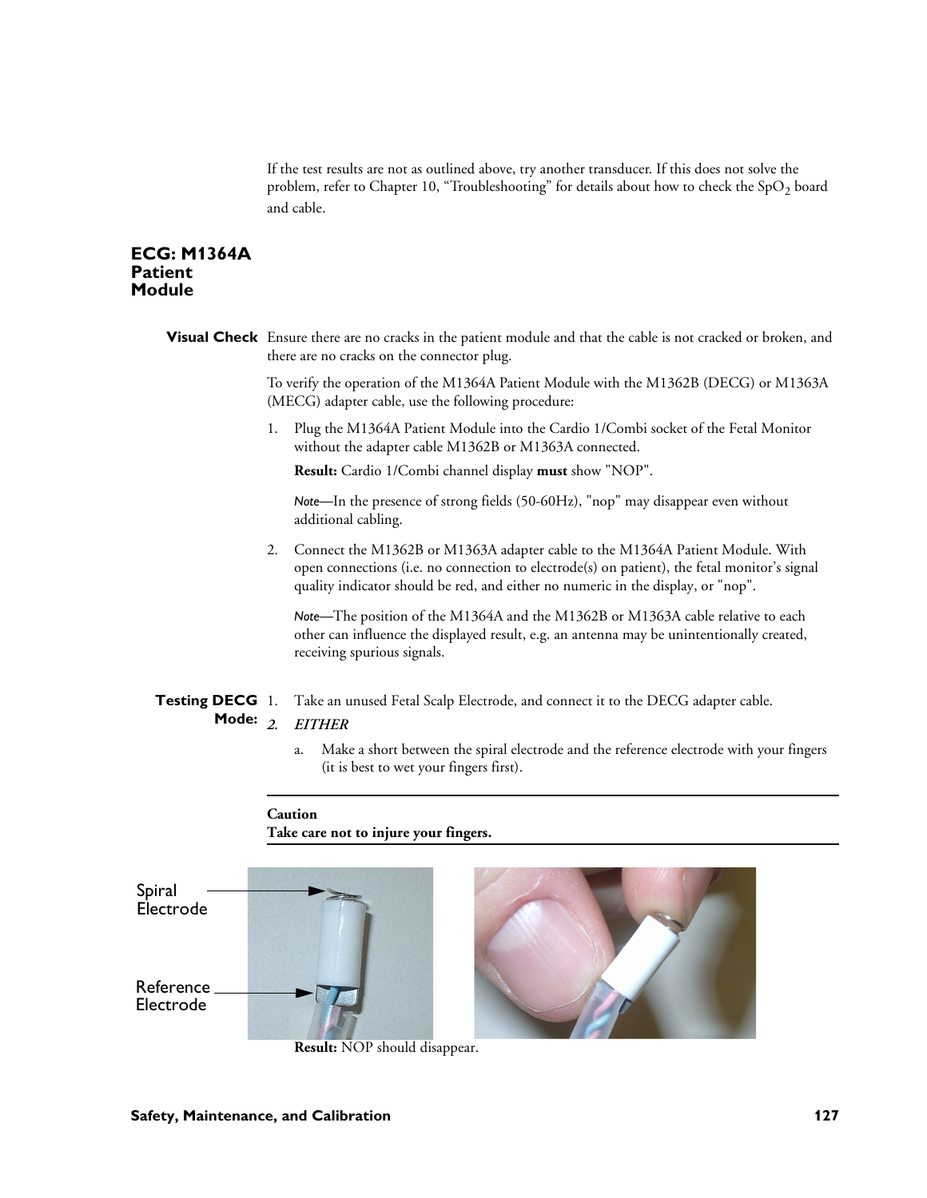If the test results are not as outlined above, try another transducer. If this does not solve the problem, refer to Chapter 10, “Troubleshooting” for details about how to check the $SpO_2$ board and cable.

## ECG: M1364A Patient Module

**Visual Check**

Ensure there are no cracks in the patient module and that the cable is not cracked or broken, and there are no cracks on the connector plug.

To verify the operation of the M1364A Patient Module with the M1362B (DECG) or M1363A (MECG) adapter cable, use the following procedure:

1. Plug the M1364A Patient Module into the Cardio 1/Combi socket of the Fetal Monitor without the adapter cable M1362B or M1363A connected.

   **Result:** Cardio 1/Combi channel display **must** show "NOP".

   *Note*—In the presence of strong fields (50-60Hz), "nop" may disappear even without additional cabling.

2. Connect the M1362B or M1363A adapter cable to the M1364A Patient Module. With open connections (i.e. no connection to electrode(s) on patient), the fetal monitor’s signal quality indicator should be red, and either no numeric in the display, or "nop".

   *Note*—The position of the M1364A and the M1362B or M1363A cable relative to each other can influence the displayed result, e.g. an antenna may be unintentionally created, receiving spurious signals.

**Testing DECG Mode:**

1. Take an unused Fetal Scalp Electrode, and connect it to the DECG adapter cable.
2. *EITHER*

   a. Make a short between the spiral electrode and the reference electrode with your fingers (it is best to wet your fingers first).

---

**Caution**
**Take care not to injure your fingers.**

---

Spiral Electrode

Reference Electrode

**Result:** NOP should disappear.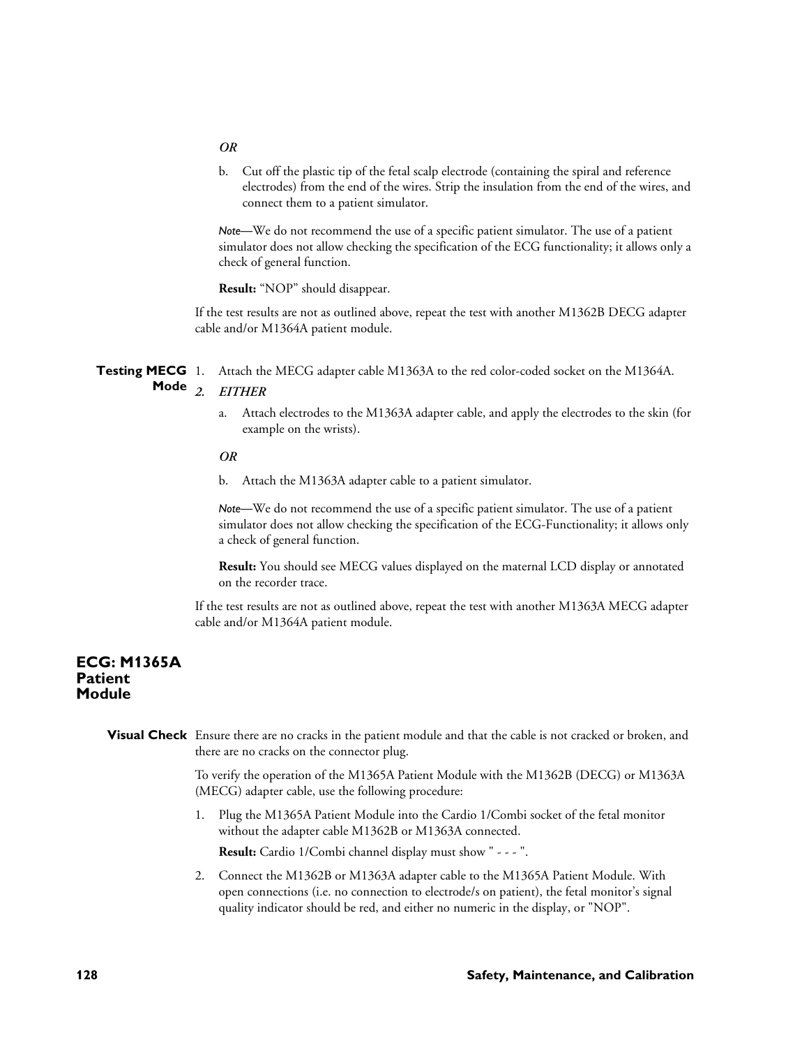*OR*

b. Cut off the plastic tip of the fetal scalp electrode (containing the spiral and reference electrodes) from the end of the wires. Strip the insulation from the end of the wires, and connect them to a patient simulator.

*Note*—We do not recommend the use of a specific patient simulator. The use of a patient simulator does not allow checking the specification of the ECG functionality; it allows only a check of general function.

**Result:** "NOP" should disappear.

If the test results are not as outlined above, repeat the test with another M1362B DECG adapter cable and/or M1364A patient module.

**Testing MECG Mode**

1. Attach the MECG adapter cable M1363A to the red color-coded socket on the M1364A.
2. *EITHER*

   a. Attach electrodes to the M1363A adapter cable, and apply the electrodes to the skin (for example on the wrists).

   *OR*

   b. Attach the M1363A adapter cable to a patient simulator.

   *Note*—We do not recommend the use of a specific patient simulator. The use of a patient simulator does not allow checking the specification of the ECG-Functionality; it allows only a check of general function.

   **Result:** You should see MECG values displayed on the maternal LCD display or annotated on the recorder trace.

If the test results are not as outlined above, repeat the test with another M1363A MECG adapter cable and/or M1364A patient module.

## ECG: M1365A Patient Module

**Visual Check** Ensure there are no cracks in the patient module and that the cable is not cracked or broken, and there are no cracks on the connector plug.

To verify the operation of the M1365A Patient Module with the M1362B (DECG) or M1363A (MECG) adapter cable, use the following procedure:

1. Plug the M1365A Patient Module into the Cardio 1/Combi socket of the fetal monitor without the adapter cable M1362B or M1363A connected.

   **Result:** Cardio 1/Combi channel display must show " - - - ".

2. Connect the M1362B or M1363A adapter cable to the M1365A Patient Module. With open connections (i.e. no connection to electrode/s on patient), the fetal monitor's signal quality indicator should be red, and either no numeric in the display, or "NOP".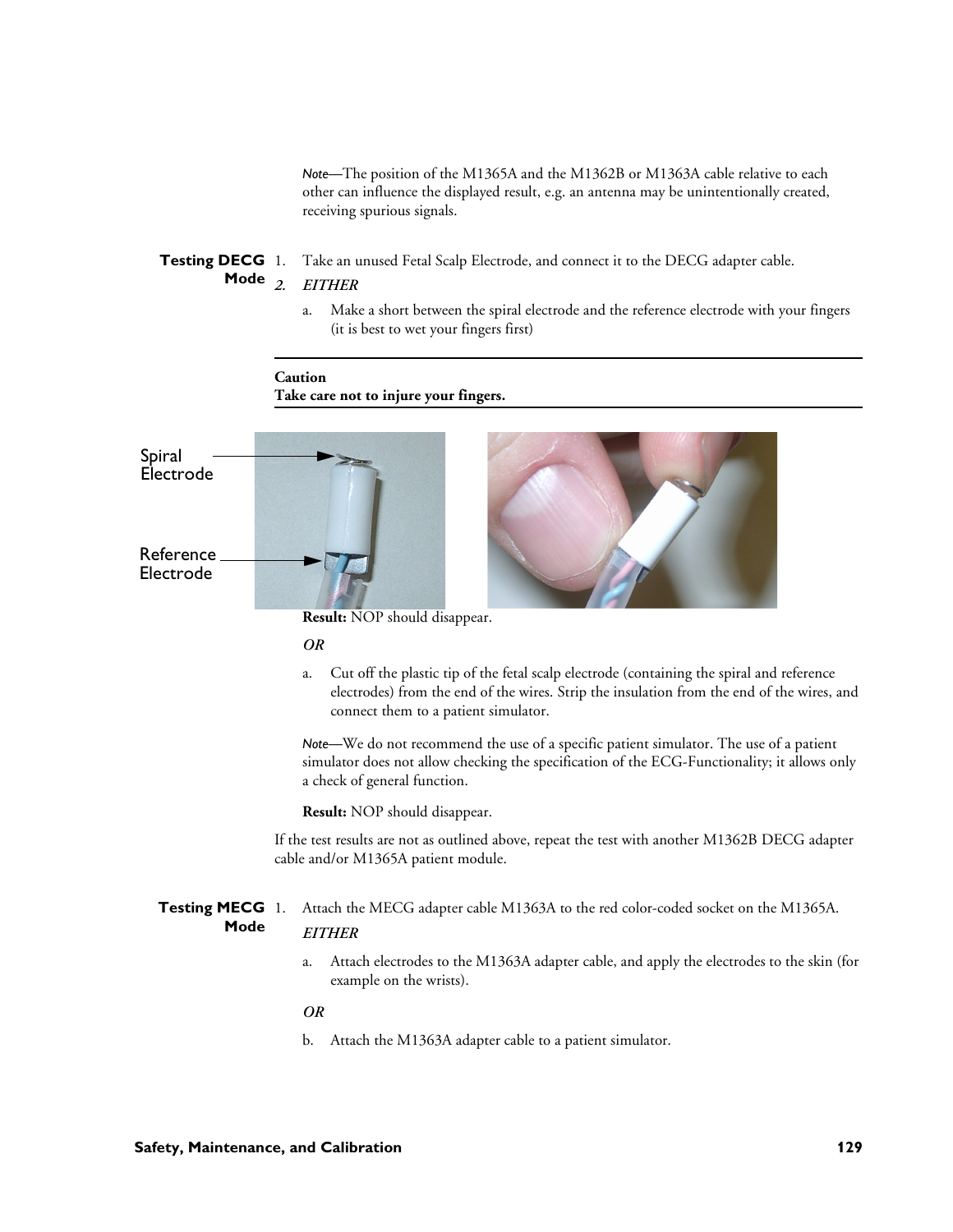*Note*—The position of the M1365A and the M1362B or M1363A cable relative to each other can influence the displayed result, e.g. an antenna may be unintentionally created, receiving spurious signals.

**Testing DECG Mode**

1. Take an unused Fetal Scalp Electrode, and connect it to the DECG adapter cable.
2. *EITHER*
   a. Make a short between the spiral electrode and the reference electrode with your fingers (it is best to wet your fingers first)

**Caution**
**Take care not to injure your fingers.**

Spiral Electrode

Reference Electrode

**Result:** NOP should disappear.

*OR*

a. Cut off the plastic tip of the fetal scalp electrode (containing the spiral and reference electrodes) from the end of the wires. Strip the insulation from the end of the wires, and connect them to a patient simulator.

*Note*—We do not recommend the use of a specific patient simulator. The use of a patient simulator does not allow checking the specification of the ECG-Functionality; it allows only a check of general function.

**Result:** NOP should disappear.

If the test results are not as outlined above, repeat the test with another M1362B DECG adapter cable and/or M1365A patient module.

**Testing MECG Mode**

1. Attach the MECG adapter cable M1363A to the red color-coded socket on the M1365A.

   *EITHER*

   a. Attach electrodes to the M1363A adapter cable, and apply the electrodes to the skin (for example on the wrists).

   *OR*

   b. Attach the M1363A adapter cable to a patient simulator.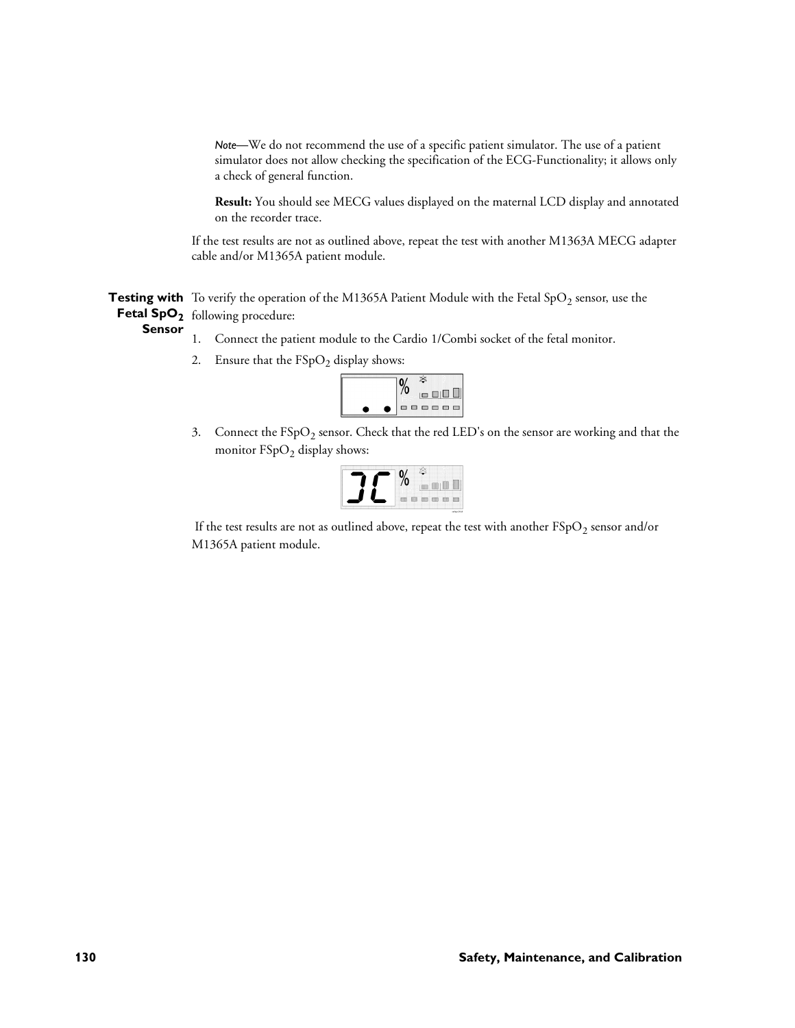*Note*—We do not recommend the use of a specific patient simulator. The use of a patient simulator does not allow checking the specification of the ECG-Functionality; it allows only a check of general function.

**Result:** You should see MECG values displayed on the maternal LCD display and annotated on the recorder trace.

If the test results are not as outlined above, repeat the test with another M1363A MECG adapter cable and/or M1365A patient module.

**Testing with Fetal $SpO_2$ Sensor**

To verify the operation of the M1365A Patient Module with the Fetal $SpO_2$ sensor, use the following procedure:

1. Connect the patient module to the Cardio 1/Combi socket of the fetal monitor.
2. Ensure that the $FSpO_2$ display shows:
3. Connect the $FSpO_2$ sensor. Check that the red LED's on the sensor are working and that the monitor $FSpO_2$ display shows:

If the test results are not as outlined above, repeat the test with another $FSpO_2$ sensor and/or M1365A patient module.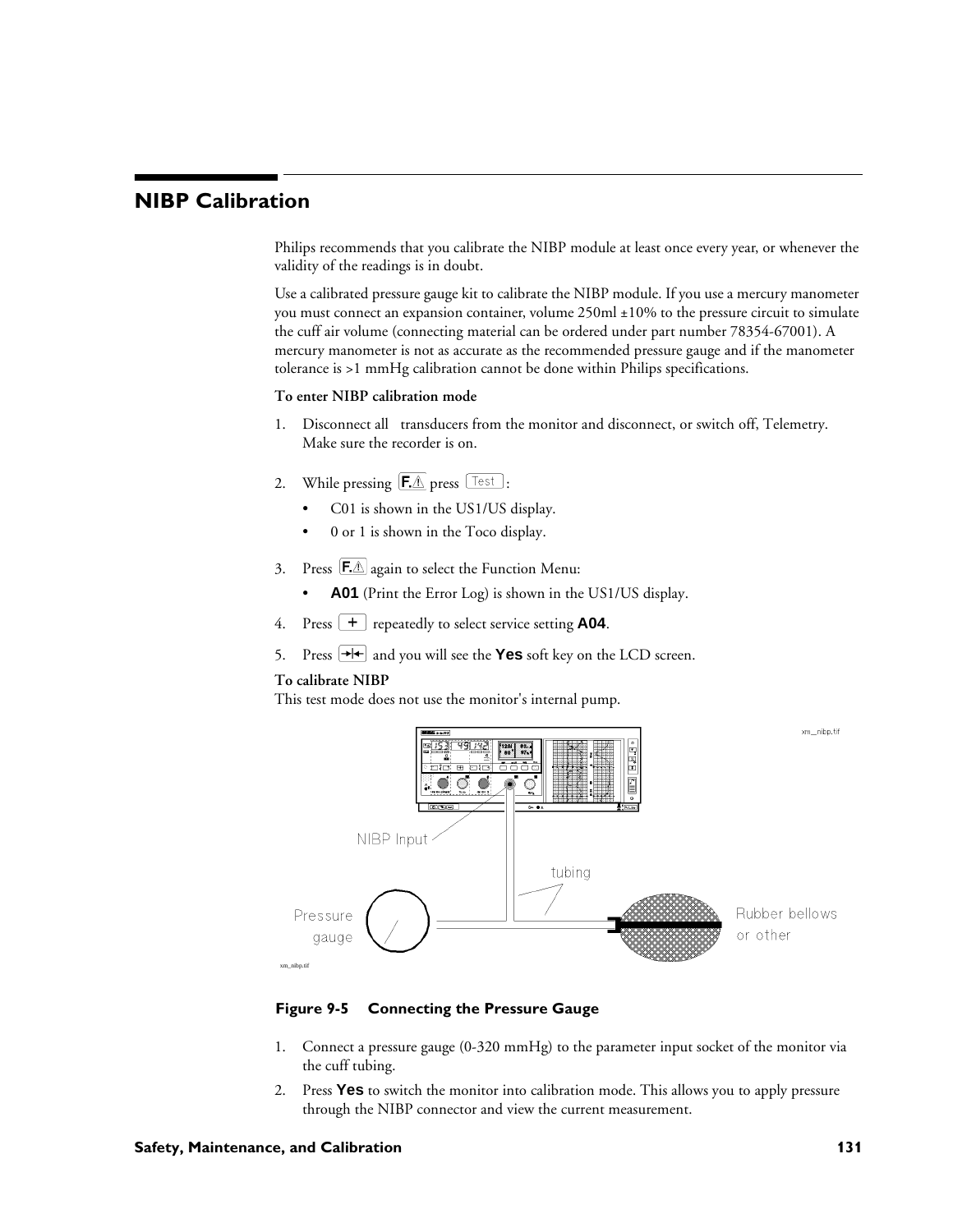# NIBP Calibration

Philips recommends that you calibrate the NIBP module at least once every year, or whenever the validity of the readings is in doubt.

Use a calibrated pressure gauge kit to calibrate the NIBP module. If you use a mercury manometer you must connect an expansion container, volume 250ml ±10% to the pressure circuit to simulate the cuff air volume (connecting material can be ordered under part number 78354-67001). A mercury manometer is not as accurate as the recommended pressure gauge and if the manometer tolerance is >1 mmHg calibration cannot be done within Philips specifications.

**To enter NIBP calibration mode**

1. Disconnect all transducers from the monitor and disconnect, or switch off, Telemetry. Make sure the recorder is on.
2. While pressing F.⚠ press Test:
   - C01 is shown in the US1/US display.
   - 0 or 1 is shown in the Toco display.
3. Press F.⚠ again to select the Function Menu:
   - **A01** (Print the Error Log) is shown in the US1/US display.
4. Press + repeatedly to select service setting **A04**.
5. Press →|← and you will see the **Yes** soft key on the LCD screen.

**To calibrate NIBP**
This test mode does not use the monitor's internal pump.

**Figure 9-5 Connecting the Pressure Gauge**

1. Connect a pressure gauge (0-320 mmHg) to the parameter input socket of the monitor via the cuff tubing.
2. Press **Yes** to switch the monitor into calibration mode. This allows you to apply pressure through the NIBP connector and view the current measurement.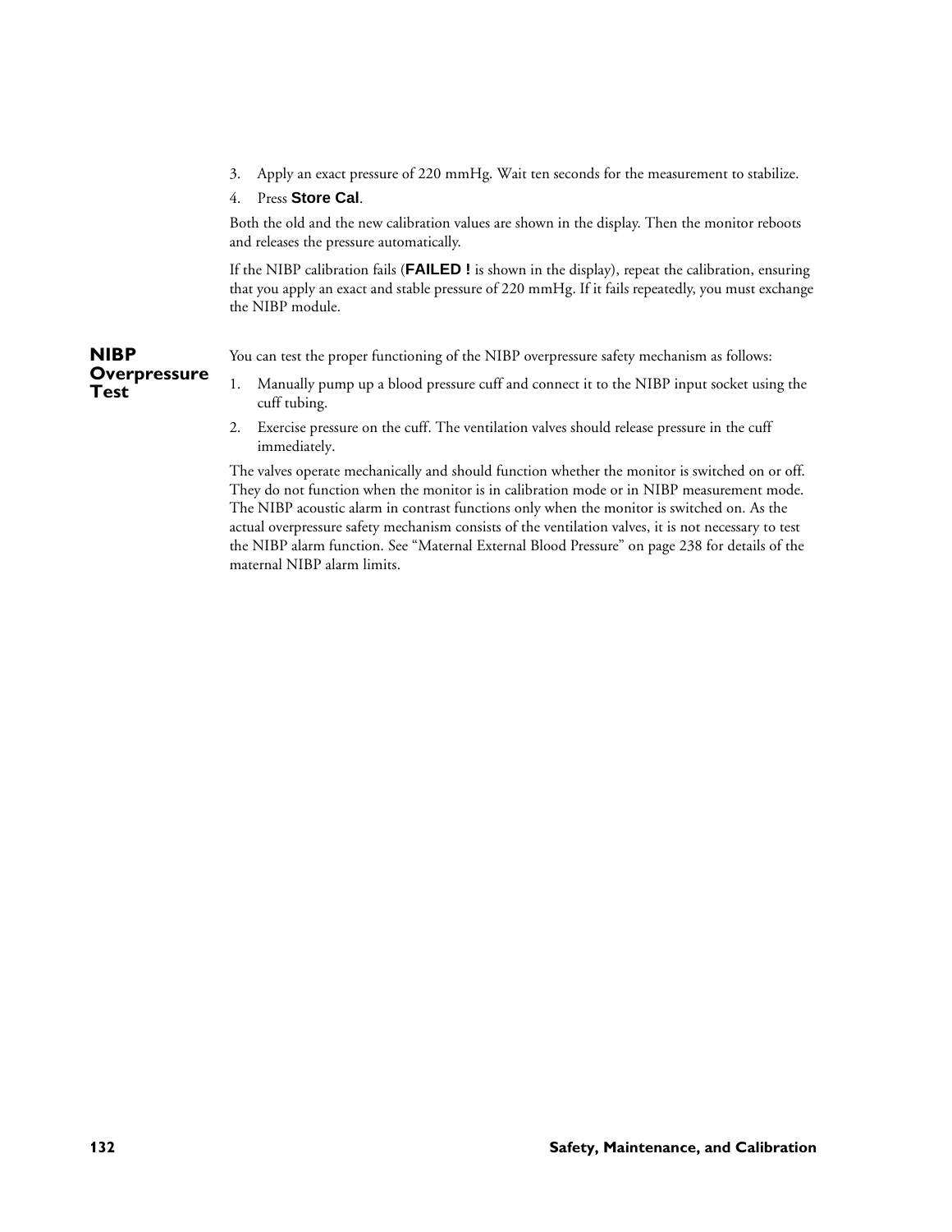3. Apply an exact pressure of 220 mmHg. Wait ten seconds for the measurement to stabilize.
4. Press **Store Cal**.

Both the old and the new calibration values are shown in the display. Then the monitor reboots and releases the pressure automatically.

If the NIBP calibration fails (**FAILED !** is shown in the display), repeat the calibration, ensuring that you apply an exact and stable pressure of 220 mmHg. If it fails repeatedly, you must exchange the NIBP module.

## NIBP Overpressure Test

You can test the proper functioning of the NIBP overpressure safety mechanism as follows:

1. Manually pump up a blood pressure cuff and connect it to the NIBP input socket using the cuff tubing.
2. Exercise pressure on the cuff. The ventilation valves should release pressure in the cuff immediately.

The valves operate mechanically and should function whether the monitor is switched on or off. They do not function when the monitor is in calibration mode or in NIBP measurement mode. The NIBP acoustic alarm in contrast functions only when the monitor is switched on. As the actual overpressure safety mechanism consists of the ventilation valves, it is not necessary to test the NIBP alarm function. See "Maternal External Blood Pressure" on page 238 for details of the maternal NIBP alarm limits.